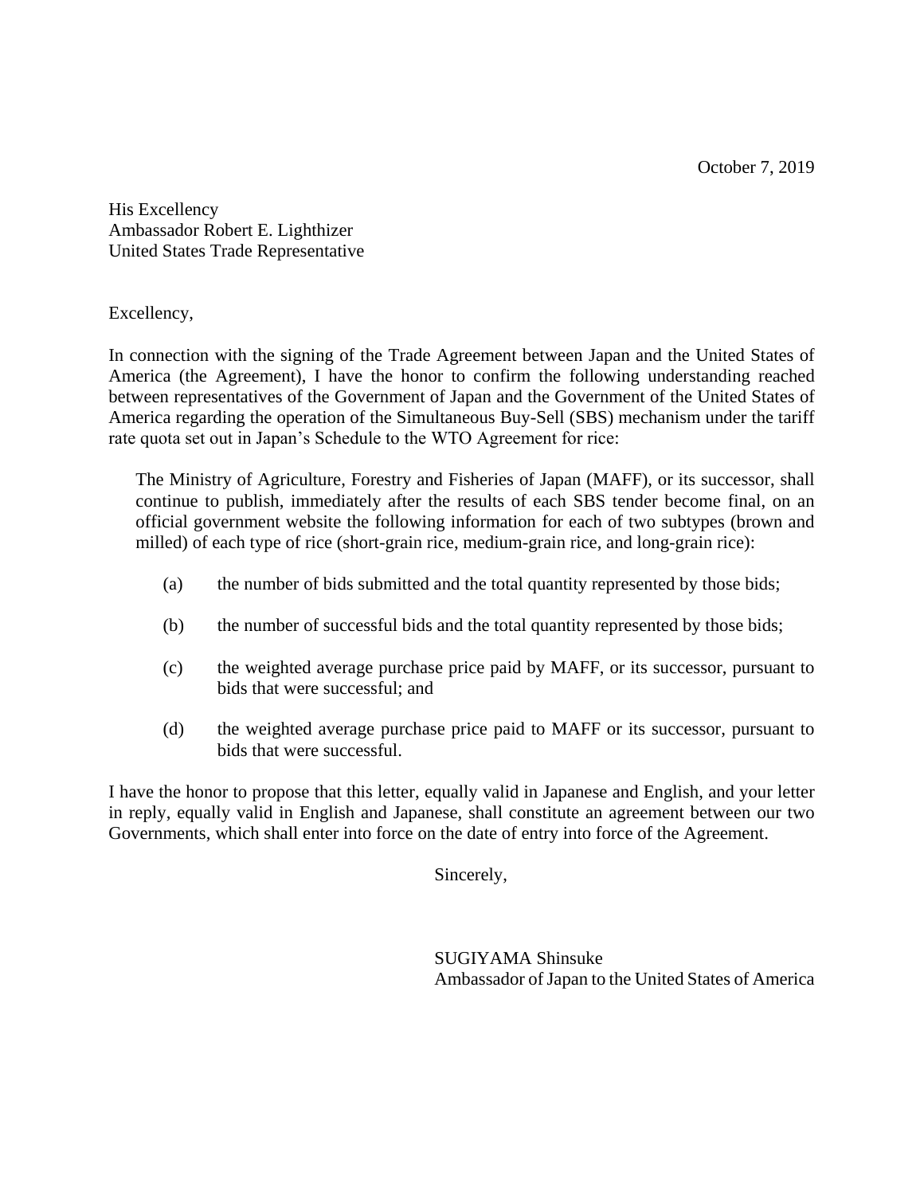October 7, 2019

His Excellency
Ambassador Robert E. Lighthizer
United States Trade Representative

Excellency,

In connection with the signing of the Trade Agreement between Japan and the United States of America (the Agreement), I have the honor to confirm the following understanding reached between representatives of the Government of Japan and the Government of the United States of America regarding the operation of the Simultaneous Buy-Sell (SBS) mechanism under the tariff rate quota set out in Japan's Schedule to the WTO Agreement for rice:

> The Ministry of Agriculture, Forestry and Fisheries of Japan (MAFF), or its successor, shall continue to publish, immediately after the results of each SBS tender become final, on an official government website the following information for each of two subtypes (brown and milled) of each type of rice (short-grain rice, medium-grain rice, and long-grain rice):
>
> (a) the number of bids submitted and the total quantity represented by those bids;
>
> (b) the number of successful bids and the total quantity represented by those bids;
>
> (c) the weighted average purchase price paid by MAFF, or its successor, pursuant to bids that were successful; and
>
> (d) the weighted average purchase price paid to MAFF or its successor, pursuant to bids that were successful.

I have the honor to propose that this letter, equally valid in Japanese and English, and your letter in reply, equally valid in English and Japanese, shall constitute an agreement between our two Governments, which shall enter into force on the date of entry into force of the Agreement.

Sincerely,

SUGIYAMA Shinsuke
Ambassador of Japan to the United States of America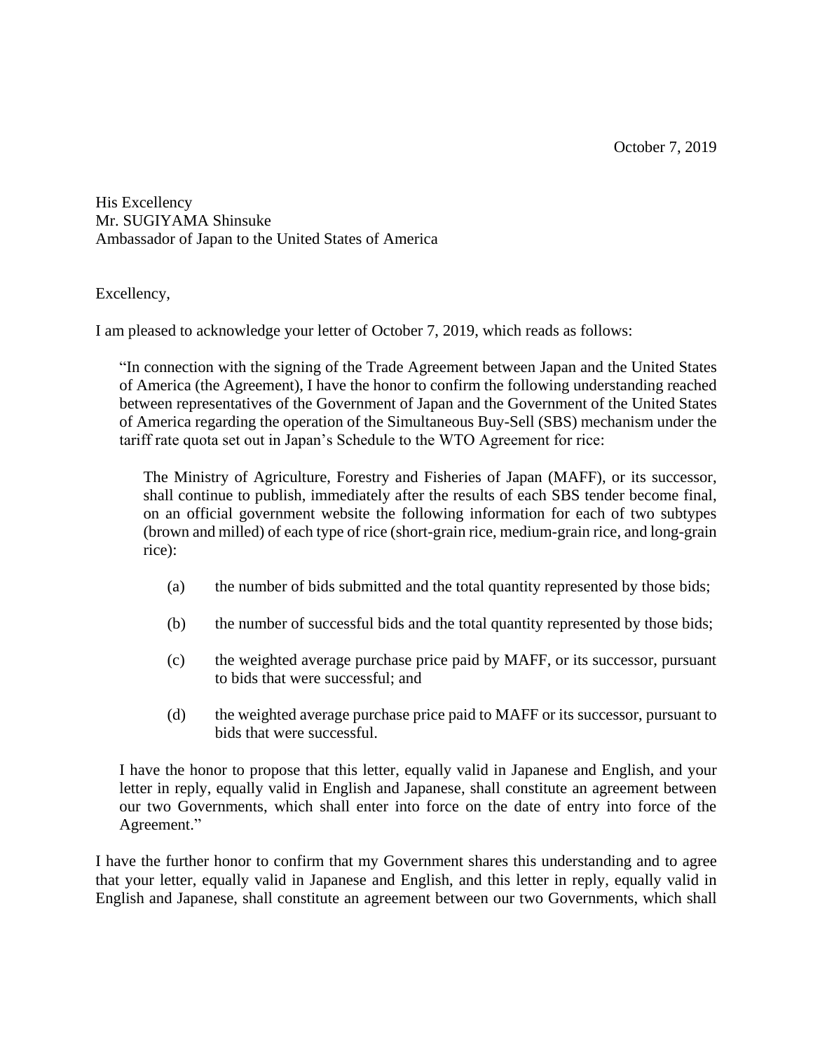October 7, 2019

His Excellency
Mr. SUGIYAMA Shinsuke
Ambassador of Japan to the United States of America

Excellency,

I am pleased to acknowledge your letter of October 7, 2019, which reads as follows:

> "In connection with the signing of the Trade Agreement between Japan and the United States of America (the Agreement), I have the honor to confirm the following understanding reached between representatives of the Government of Japan and the Government of the United States of America regarding the operation of the Simultaneous Buy-Sell (SBS) mechanism under the tariff rate quota set out in Japan's Schedule to the WTO Agreement for rice:
>
> > The Ministry of Agriculture, Forestry and Fisheries of Japan (MAFF), or its successor, shall continue to publish, immediately after the results of each SBS tender become final, on an official government website the following information for each of two subtypes (brown and milled) of each type of rice (short-grain rice, medium-grain rice, and long-grain rice):
> >
> > (a) the number of bids submitted and the total quantity represented by those bids;
> >
> > (b) the number of successful bids and the total quantity represented by those bids;
> >
> > (c) the weighted average purchase price paid by MAFF, or its successor, pursuant to bids that were successful; and
> >
> > (d) the weighted average purchase price paid to MAFF or its successor, pursuant to bids that were successful.
>
> I have the honor to propose that this letter, equally valid in Japanese and English, and your letter in reply, equally valid in English and Japanese, shall constitute an agreement between our two Governments, which shall enter into force on the date of entry into force of the Agreement."

I have the further honor to confirm that my Government shares this understanding and to agree that your letter, equally valid in Japanese and English, and this letter in reply, equally valid in English and Japanese, shall constitute an agreement between our two Governments, which shall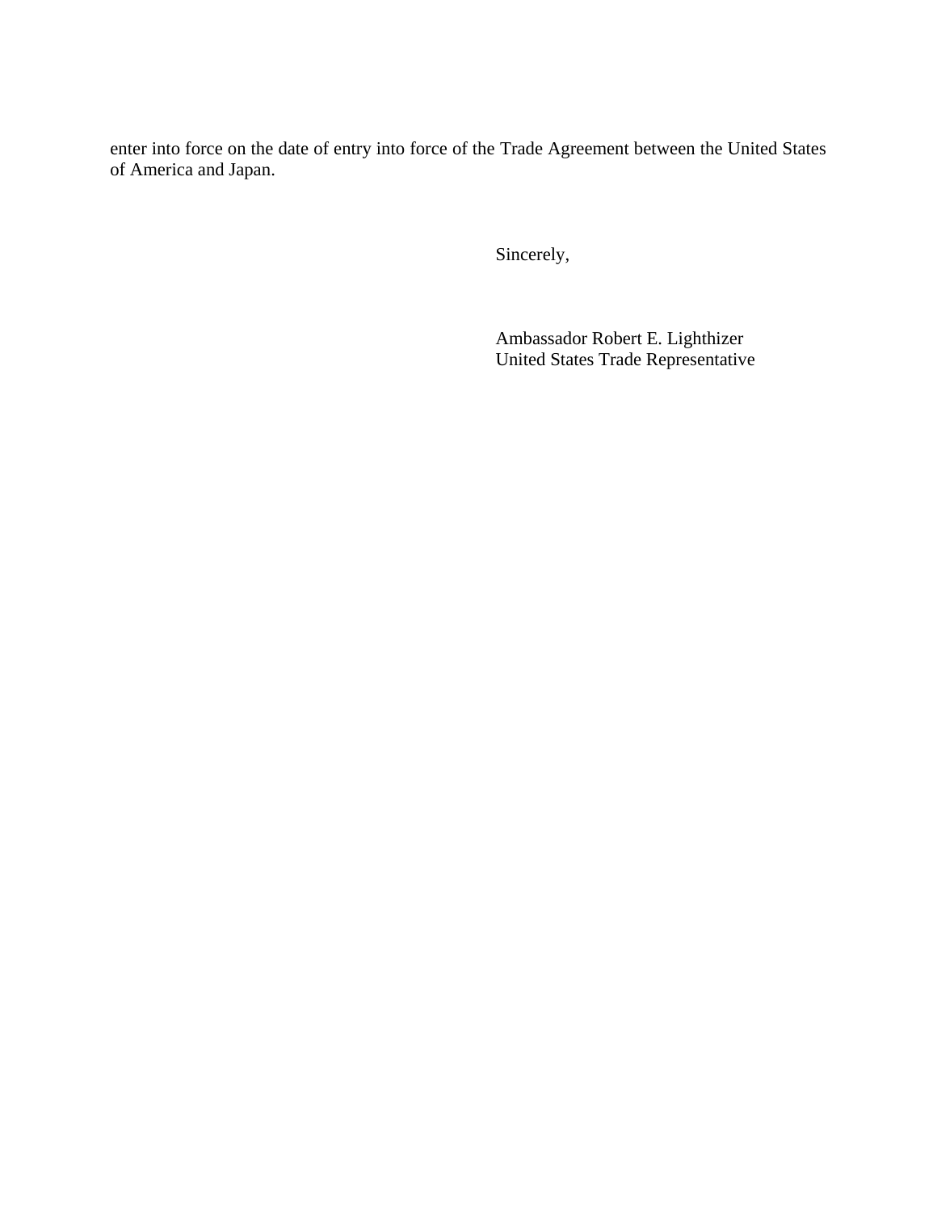enter into force on the date of entry into force of the Trade Agreement between the United States of America and Japan.

Sincerely,

Ambassador Robert E. Lighthizer
United States Trade Representative